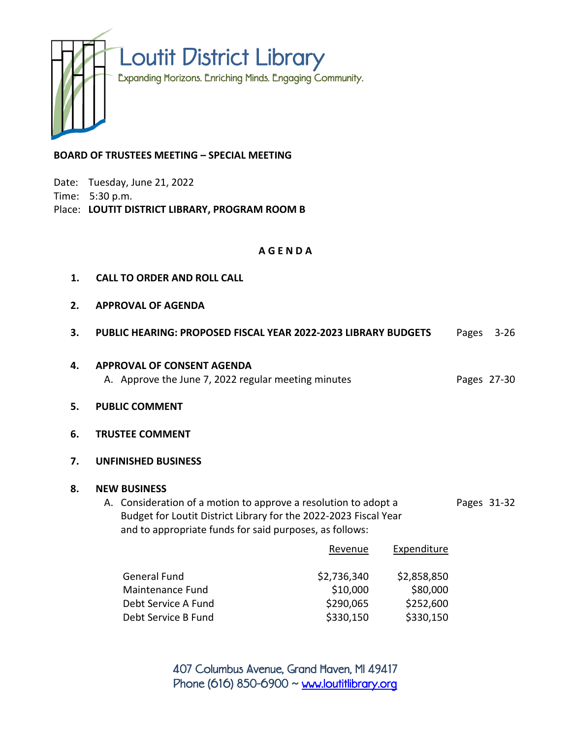# Loutit District Library

Expanding Horizons. Enriching Minds. Engaging Community.

**BOARD OF TRUSTEES MEETING – SPECIAL MEETING**

Date: Tuesday, June 21, 2022
Time: 5:30 p.m.
Place: **LOUTIT DISTRICT LIBRARY, PROGRAM ROOM B**

**A G E N D A**

1. **CALL TO ORDER AND ROLL CALL**

2. **APPROVAL OF AGENDA**

3. **PUBLIC HEARING: PROPOSED FISCAL YEAR 2022-2023 LIBRARY BUDGETS** — Pages 3-26

4. **APPROVAL OF CONSENT AGENDA**
   A. Approve the June 7, 2022 regular meeting minutes — Pages 27-30

5. **PUBLIC COMMENT**

6. **TRUSTEE COMMENT**

7. **UNFINISHED BUSINESS**

8. **NEW BUSINESS**
   A. Consideration of a motion to approve a resolution to adopt a Budget for Loutit District Library for the 2022-2023 Fiscal Year and to appropriate funds for said purposes, as follows: — Pages 31-32

| | Revenue | Expenditure |
|---|---|---|
| General Fund | $2,736,340 | $2,858,850 |
| Maintenance Fund | $10,000 | $80,000 |
| Debt Service A Fund | $290,065 | $252,600 |
| Debt Service B Fund | $330,150 | $330,150 |

407 Columbus Avenue, Grand Haven, MI 49417
Phone (616) 850-6900 ~ www.loutitlibrary.org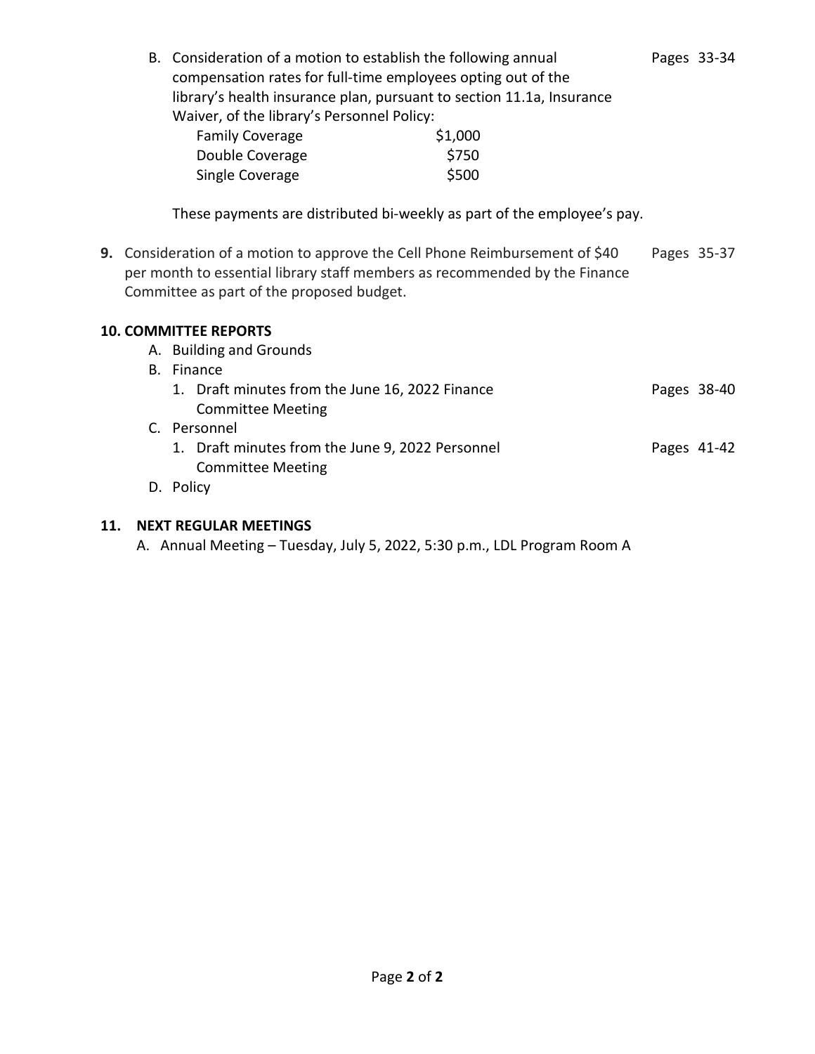B. Consideration of a motion to establish the following annual compensation rates for full-time employees opting out of the library's health insurance plan, pursuant to section 11.1a, Insurance Waiver, of the library's Personnel Policy: Pages 33-34

| | |
|---|---|
| Family Coverage | $1,000 |
| Double Coverage | $750 |
| Single Coverage | $500 |

These payments are distributed bi-weekly as part of the employee's pay.

**9.** Consideration of a motion to approve the Cell Phone Reimbursement of $40 per month to essential library staff members as recommended by the Finance Committee as part of the proposed budget. Pages 35-37

**10. COMMITTEE REPORTS**

A. Building and Grounds

B. Finance

1. Draft minutes from the June 16, 2022 Finance Committee Meeting Pages 38-40

C. Personnel

1. Draft minutes from the June 9, 2022 Personnel Committee Meeting Pages 41-42

D. Policy

**11. NEXT REGULAR MEETINGS**

A. Annual Meeting – Tuesday, July 5, 2022, 5:30 p.m., LDL Program Room A